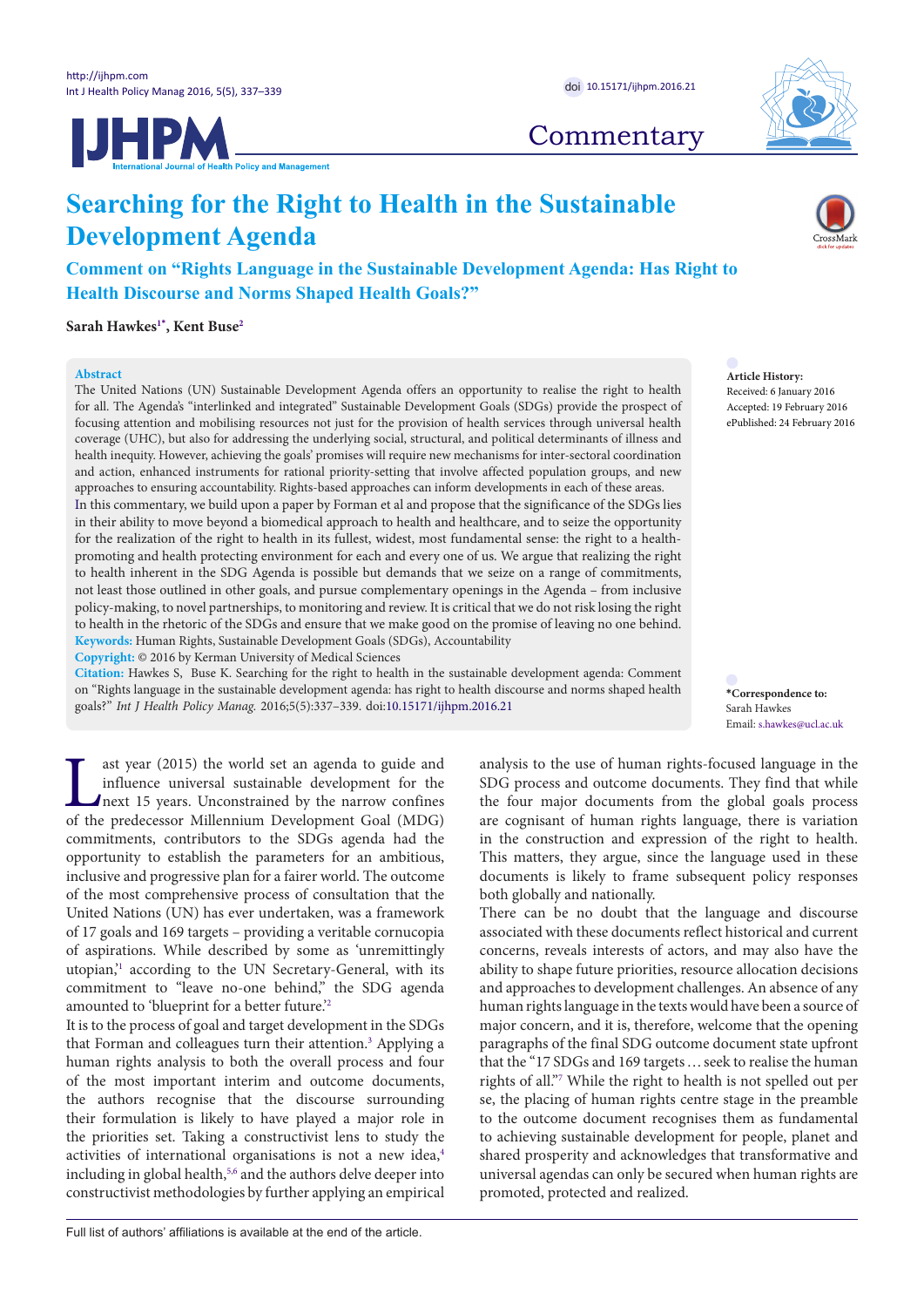Commentary

# Searching for the Right to Health in the Sustainable Development Agenda

## Comment on "Rights Language in the Sustainable Development Agenda: Has Right to Health Discourse and Norms Shaped Health Goals?"

**Sarah Hawkes**[1*], **Kent Buse**[2]

**Abstract**

The United Nations (UN) Sustainable Development Agenda offers an opportunity to realise the right to health for all. The Agenda's "interlinked and integrated" Sustainable Development Goals (SDGs) provide the prospect of focusing attention and mobilising resources not just for the provision of health services through universal health coverage (UHC), but also for addressing the underlying social, structural, and political determinants of illness and health inequity. However, achieving the goals' promises will require new mechanisms for inter-sectoral coordination and action, enhanced instruments for rational priority-setting that involve affected population groups, and new approaches to ensuring accountability. Rights-based approaches can inform developments in each of these areas.

In this commentary, we build upon a paper by Forman et al and propose that the significance of the SDGs lies in their ability to move beyond a biomedical approach to health and healthcare, and to seize the opportunity for the realization of the right to health in its fullest, widest, most fundamental sense: the right to a health-promoting and health protecting environment for each and every one of us. We argue that realizing the right to health inherent in the SDG Agenda is possible but demands that we seize on a range of commitments, not least those outlined in other goals, and pursue complementary openings in the Agenda – from inclusive policy-making, to novel partnerships, to monitoring and review. It is critical that we do not risk losing the right to health in the rhetoric of the SDGs and ensure that we make good on the promise of leaving no one behind.

**Keywords:** Human Rights, Sustainable Development Goals (SDGs), Accountability

**Copyright:** © 2016 by Kerman University of Medical Sciences

**Citation:** Hawkes S, Buse K. Searching for the right to health in the sustainable development agenda: Comment on "Rights language in the sustainable development agenda: has right to health discourse and norms shaped health goals?" *Int J Health Policy Manag.* 2016;5(5):337–339. doi:10.15171/ijhpm.2016.21

**Article History:**
Received: 6 January 2016
Accepted: 19 February 2016
ePublished: 24 February 2016

**\*Correspondence to:**
Sarah Hawkes
Email: s.hawkes@ucl.ac.uk

Last year (2015) the world set an agenda to guide and influence universal sustainable development for the next 15 years. Unconstrained by the narrow confines of the predecessor Millennium Development Goal (MDG) commitments, contributors to the SDGs agenda had the opportunity to establish the parameters for an ambitious, inclusive and progressive plan for a fairer world. The outcome of the most comprehensive process of consultation that the United Nations (UN) has ever undertaken, was a framework of 17 goals and 169 targets – providing a veritable cornucopia of aspirations. While described by some as 'unremittingly utopian,'[1] according to the UN Secretary-General, with its commitment to "leave no-one behind," the SDG agenda amounted to 'blueprint for a better future.'[2]

It is to the process of goal and target development in the SDGs that Forman and colleagues turn their attention.[3] Applying a human rights analysis to both the overall process and four of the most important interim and outcome documents, the authors recognise that the discourse surrounding their formulation is likely to have played a major role in the priorities set. Taking a constructivist lens to study the activities of international organisations is not a new idea,[4] including in global health,[5,6] and the authors delve deeper into constructivist methodologies by further applying an empirical analysis to the use of human rights-focused language in the SDG process and outcome documents. They find that while the four major documents from the global goals process are cognisant of human rights language, there is variation in the construction and expression of the right to health. This matters, they argue, since the language used in these documents is likely to frame subsequent policy responses both globally and nationally.

There can be no doubt that the language and discourse associated with these documents reflect historical and current concerns, reveals interests of actors, and may also have the ability to shape future priorities, resource allocation decisions and approaches to development challenges. An absence of any human rights language in the texts would have been a source of major concern, and it is, therefore, welcome that the opening paragraphs of the final SDG outcome document state upfront that the "17 SDGs and 169 targets … seek to realise the human rights of all."[7] While the right to health is not spelled out per se, the placing of human rights centre stage in the preamble to the outcome document recognises them as fundamental to achieving sustainable development for people, planet and shared prosperity and acknowledges that transformative and universal agendas can only be secured when human rights are promoted, protected and realized.

Full list of authors' affiliations is available at the end of the article.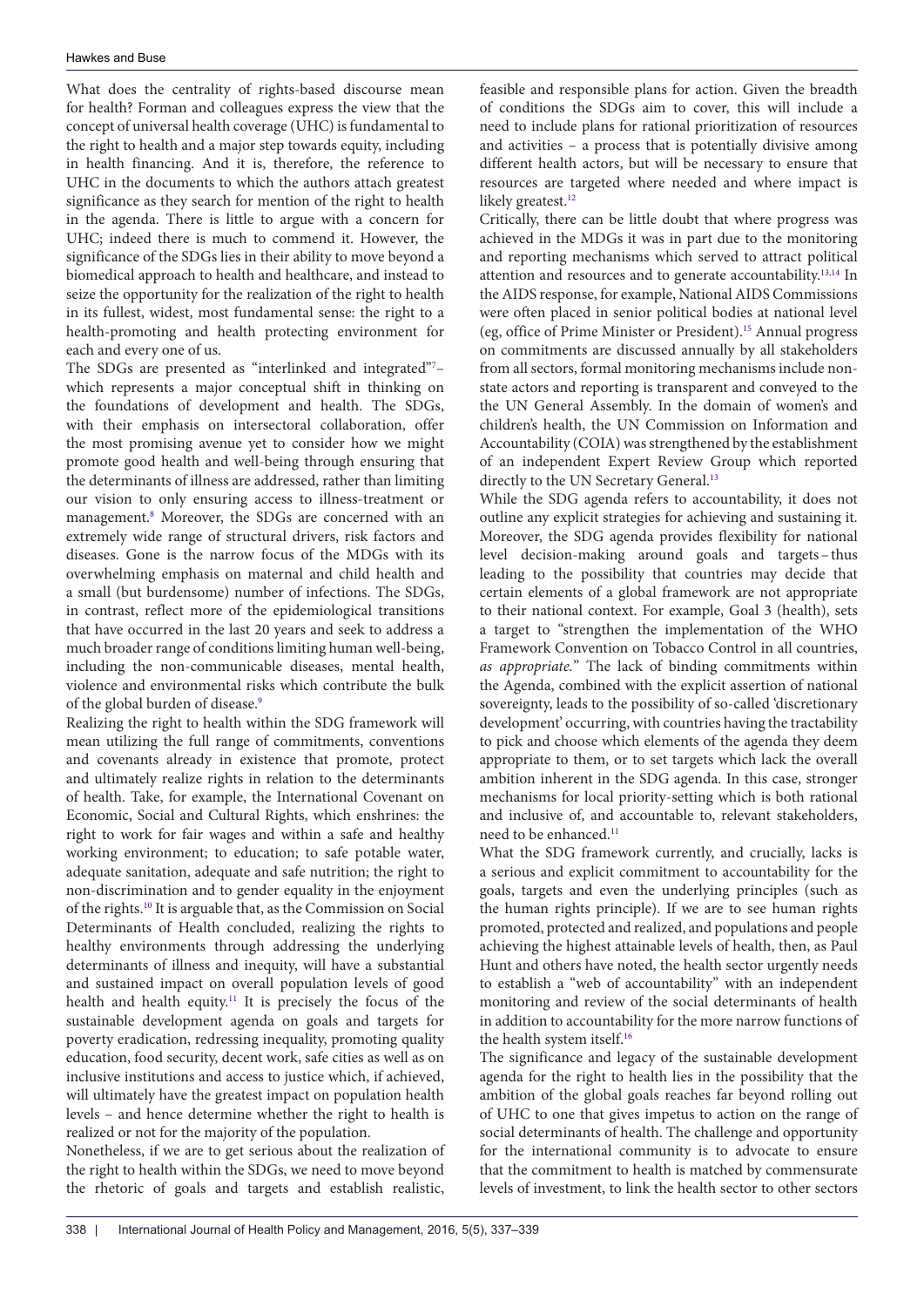What does the centrality of rights-based discourse mean for health? Forman and colleagues express the view that the concept of universal health coverage (UHC) is fundamental to the right to health and a major step towards equity, including in health financing. And it is, therefore, the reference to UHC in the documents to which the authors attach greatest significance as they search for mention of the right to health in the agenda. There is little to argue with a concern for UHC; indeed there is much to commend it. However, the significance of the SDGs lies in their ability to move beyond a biomedical approach to health and healthcare, and instead to seize the opportunity for the realization of the right to health in its fullest, widest, most fundamental sense: the right to a health-promoting and health protecting environment for each and every one of us.

The SDGs are presented as "interlinked and integrated"[7]– which represents a major conceptual shift in thinking on the foundations of development and health. The SDGs, with their emphasis on intersectoral collaboration, offer the most promising avenue yet to consider how we might promote good health and well-being through ensuring that the determinants of illness are addressed, rather than limiting our vision to only ensuring access to illness-treatment or management.[8] Moreover, the SDGs are concerned with an extremely wide range of structural drivers, risk factors and diseases. Gone is the narrow focus of the MDGs with its overwhelming emphasis on maternal and child health and a small (but burdensome) number of infections. The SDGs, in contrast, reflect more of the epidemiological transitions that have occurred in the last 20 years and seek to address a much broader range of conditions limiting human well-being, including the non-communicable diseases, mental health, violence and environmental risks which contribute the bulk of the global burden of disease.[9]

Realizing the right to health within the SDG framework will mean utilizing the full range of commitments, conventions and covenants already in existence that promote, protect and ultimately realize rights in relation to the determinants of health. Take, for example, the International Covenant on Economic, Social and Cultural Rights, which enshrines: the right to work for fair wages and within a safe and healthy working environment; to education; to safe potable water, adequate sanitation, adequate and safe nutrition; the right to non-discrimination and to gender equality in the enjoyment of the rights.[10] It is arguable that, as the Commission on Social Determinants of Health concluded, realizing the rights to healthy environments through addressing the underlying determinants of illness and inequity, will have a substantial and sustained impact on overall population levels of good health and health equity.[11] It is precisely the focus of the sustainable development agenda on goals and targets for poverty eradication, redressing inequality, promoting quality education, food security, decent work, safe cities as well as on inclusive institutions and access to justice which, if achieved, will ultimately have the greatest impact on population health levels – and hence determine whether the right to health is realized or not for the majority of the population.

Nonetheless, if we are to get serious about the realization of the right to health within the SDGs, we need to move beyond the rhetoric of goals and targets and establish realistic, feasible and responsible plans for action. Given the breadth of conditions the SDGs aim to cover, this will include a need to include plans for rational prioritization of resources and activities – a process that is potentially divisive among different health actors, but will be necessary to ensure that resources are targeted where needed and where impact is likely greatest.[12]

Critically, there can be little doubt that where progress was achieved in the MDGs it was in part due to the monitoring and reporting mechanisms which served to attract political attention and resources and to generate accountability.[13,14] In the AIDS response, for example, National AIDS Commissions were often placed in senior political bodies at national level (eg, office of Prime Minister or President).[15] Annual progress on commitments are discussed annually by all stakeholders from all sectors, formal monitoring mechanisms include non-state actors and reporting is transparent and conveyed to the the UN General Assembly. In the domain of women's and children's health, the UN Commission on Information and Accountability (COIA) was strengthened by the establishment of an independent Expert Review Group which reported directly to the UN Secretary General.[13]

While the SDG agenda refers to accountability, it does not outline any explicit strategies for achieving and sustaining it. Moreover, the SDG agenda provides flexibility for national level decision-making around goals and targets – thus leading to the possibility that countries may decide that certain elements of a global framework are not appropriate to their national context. For example, Goal 3 (health), sets a target to "strengthen the implementation of the WHO Framework Convention on Tobacco Control in all countries, *as appropriate.*" The lack of binding commitments within the Agenda, combined with the explicit assertion of national sovereignty, leads to the possibility of so-called 'discretionary development' occurring, with countries having the tractability to pick and choose which elements of the agenda they deem appropriate to them, or to set targets which lack the overall ambition inherent in the SDG agenda. In this case, stronger mechanisms for local priority-setting which is both rational and inclusive of, and accountable to, relevant stakeholders, need to be enhanced.[11]

What the SDG framework currently, and crucially, lacks is a serious and explicit commitment to accountability for the goals, targets and even the underlying principles (such as the human rights principle). If we are to see human rights promoted, protected and realized, and populations and people achieving the highest attainable levels of health, then, as Paul Hunt and others have noted, the health sector urgently needs to establish a "web of accountability" with an independent monitoring and review of the social determinants of health in addition to accountability for the more narrow functions of the health system itself.[16]

The significance and legacy of the sustainable development agenda for the right to health lies in the possibility that the ambition of the global goals reaches far beyond rolling out of UHC to one that gives impetus to action on the range of social determinants of health. The challenge and opportunity for the international community is to advocate to ensure that the commitment to health is matched by commensurate levels of investment, to link the health sector to other sectors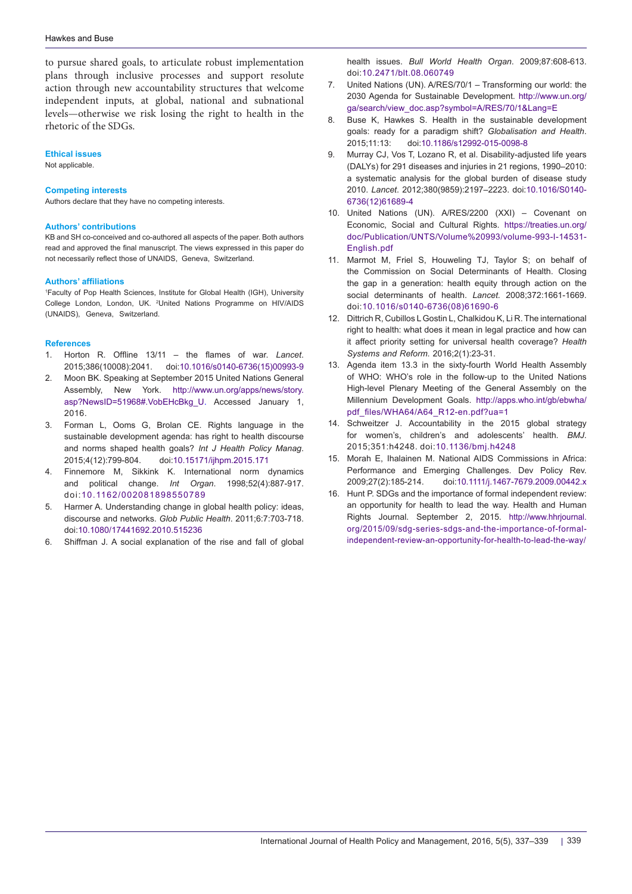to pursue shared goals, to articulate robust implementation plans through inclusive processes and support resolute action through new accountability structures that welcome independent inputs, at global, national and subnational levels—otherwise we risk losing the right to health in the rhetoric of the SDGs.

### Ethical issues

Not applicable.

### Competing interests

Authors declare that they have no competing interests.

### Authors' contributions

KB and SH co-conceived and co-authored all aspects of the paper. Both authors read and approved the final manuscript. The views expressed in this paper do not necessarily reflect those of UNAIDS, Geneva, Switzerland.

### Authors' affiliations

[1]Faculty of Pop Health Sciences, Institute for Global Health (IGH), University College London, London, UK. [2]United Nations Programme on HIV/AIDS (UNAIDS), Geneva, Switzerland.

### References

1. Horton R. Offline 13/11 – the flames of war. *Lancet*. 2015;386(10008):2041. doi:10.1016/s0140-6736(15)00993-9
2. Moon BK. Speaking at September 2015 United Nations General Assembly, New York. http://www.un.org/apps/news/story.asp?NewsID=51968#.VobEHcBkg_U. Accessed January 1, 2016.
3. Forman L, Ooms G, Brolan CE. Rights language in the sustainable development agenda: has right to health discourse and norms shaped health goals? *Int J Health Policy Manag*. 2015;4(12):799-804. doi:10.15171/ijhpm.2015.171
4. Finnemore M, Sikkink K. International norm dynamics and political change. *Int Organ*. 1998;52(4):887-917. doi:10.1162/002081898550789
5. Harmer A. Understanding change in global health policy: ideas, discourse and networks. *Glob Public Health*. 2011;6:7:703-718. doi:10.1080/17441692.2010.515236
6. Shiffman J. A social explanation of the rise and fall of global health issues. *Bull World Health Organ*. 2009;87:608-613. doi:10.2471/blt.08.060749
7. United Nations (UN). A/RES/70/1 – Transforming our world: the 2030 Agenda for Sustainable Development. http://www.un.org/ga/search/view_doc.asp?symbol=A/RES/70/1&Lang=E
8. Buse K, Hawkes S. Health in the sustainable development goals: ready for a paradigm shift? *Globalisation and Health*. 2015;11:13: doi:10.1186/s12992-015-0098-8
9. Murray CJ, Vos T, Lozano R, et al. Disability-adjusted life years (DALYs) for 291 diseases and injuries in 21 regions, 1990–2010: a systematic analysis for the global burden of disease study 2010. *Lancet*. 2012;380(9859):2197–2223. doi:10.1016/S0140-6736(12)61689-4
10. United Nations (UN). A/RES/2200 (XXI) – Covenant on Economic, Social and Cultural Rights. https://treaties.un.org/doc/Publication/UNTS/Volume%20993/volume-993-I-14531-English.pdf
11. Marmot M, Friel S, Houweling TJ, Taylor S; on behalf of the Commission on Social Determinants of Health. Closing the gap in a generation: health equity through action on the social determinants of health. *Lancet.* 2008;372:1661-1669. doi:10.1016/s0140-6736(08)61690-6
12. Dittrich R, Cubillos L Gostin L, Chalkidou K, Li R. The international right to health: what does it mean in legal practice and how can it affect priority setting for universal health coverage? *Health Systems and Reform.* 2016;2(1):23-31.
13. Agenda item 13.3 in the sixty-fourth World Health Assembly of WHO: WHO's role in the follow-up to the United Nations High-level Plenary Meeting of the General Assembly on the Millennium Development Goals. http://apps.who.int/gb/ebwha/pdf_files/WHA64/A64_R12-en.pdf?ua=1
14. Schweitzer J. Accountability in the 2015 global strategy for women's, children's and adolescents' health. *BMJ*. 2015;351:h4248. doi:10.1136/bmj.h4248
15. Morah E, Ihalainen M. National AIDS Commissions in Africa: Performance and Emerging Challenges. Dev Policy Rev. 2009;27(2):185-214. doi:10.1111/j.1467-7679.2009.00442.x
16. Hunt P. SDGs and the importance of formal independent review: an opportunity for health to lead the way. Health and Human Rights Journal. September 2, 2015. http://www.hhrjournal.org/2015/09/sdg-series-sdgs-and-the-importance-of-formal-independent-review-an-opportunity-for-health-to-lead-the-way/